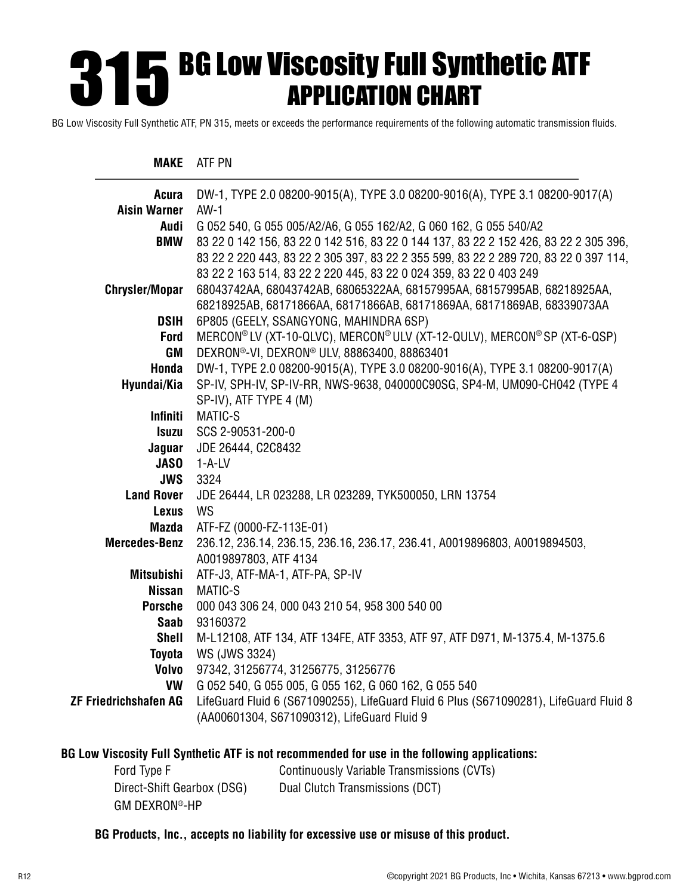# 315 BG Low Viscosity Full Synthetic ATF APPLICATION CHART

BG Low Viscosity Full Synthetic ATF, PN 315, meets or exceeds the performance requirements of the following automatic transmission fluids.

| MAKE | ATF PN |
|---|---|
| **Acura** | DW-1, TYPE 2.0 08200-9015(A), TYPE 3.0 08200-9016(A), TYPE 3.1 08200-9017(A) |
| **Aisin Warner** | AW-1 |
| **Audi** | G 052 540, G 055 005/A2/A6, G 055 162/A2, G 060 162, G 055 540/A2 |
| **BMW** | 83 22 0 142 156, 83 22 0 142 516, 83 22 0 144 137, 83 22 2 152 426, 83 22 2 305 396, 83 22 2 220 443, 83 22 2 305 397, 83 22 2 355 599, 83 22 2 289 720, 83 22 0 397 114, 83 22 2 163 514, 83 22 2 220 445, 83 22 0 024 359, 83 22 0 403 249 |
| **Chrysler/Mopar** | 68043742AA, 68043742AB, 68065322AA, 68157995AA, 68157995AB, 68218925AA, 68218925AB, 68171866AA, 68171866AB, 68171869AA, 68171869AB, 68339073AA |
| **DSIH** | 6P805 (GEELY, SSANGYONG, MAHINDRA 6SP) |
| **Ford** | MERCON® LV (XT-10-QLVC), MERCON® ULV (XT-12-QULV), MERCON® SP (XT-6-QSP) |
| **GM** | DEXRON®-VI, DEXRON® ULV, 88863400, 88863401 |
| **Honda** | DW-1, TYPE 2.0 08200-9015(A), TYPE 3.0 08200-9016(A), TYPE 3.1 08200-9017(A) |
| **Hyundai/Kia** | SP-IV, SPH-IV, SP-IV-RR, NWS-9638, 040000C90SG, SP4-M, UM090-CH042 (TYPE 4 SP-IV), ATF TYPE 4 (M) |
| **Infiniti** | MATIC-S |
| **Isuzu** | SCS 2-90531-200-0 |
| **Jaguar** | JDE 26444, C2C8432 |
| **JASO** | 1-A-LV |
| **JWS** | 3324 |
| **Land Rover** | JDE 26444, LR 023288, LR 023289, TYK500050, LRN 13754 |
| **Lexus** | WS |
| **Mazda** | ATF-FZ (0000-FZ-113E-01) |
| **Mercedes-Benz** | 236.12, 236.14, 236.15, 236.16, 236.17, 236.41, A0019896803, A0019894503, A0019897803, ATF 4134 |
| **Mitsubishi** | ATF-J3, ATF-MA-1, ATF-PA, SP-IV |
| **Nissan** | MATIC-S |
| **Porsche** | 000 043 306 24, 000 043 210 54, 958 300 540 00 |
| **Saab** | 93160372 |
| **Shell** | M-L12108, ATF 134, ATF 134FE, ATF 3353, ATF 97, ATF D971, M-1375.4, M-1375.6 |
| **Toyota** | WS (JWS 3324) |
| **Volvo** | 97342, 31256774, 31256775, 31256776 |
| **VW** | G 052 540, G 055 005, G 055 162, G 060 162, G 055 540 |
| **ZF Friedrichshafen AG** | LifeGuard Fluid 6 (S671090255), LifeGuard Fluid 6 Plus (S671090281), LifeGuard Fluid 8 (AA00601304, S671090312), LifeGuard Fluid 9 |

**BG Low Viscosity Full Synthetic ATF is not recommended for use in the following applications:**

- Ford Type F
- Direct-Shift Gearbox (DSG)
- GM DEXRON®-HP
- Continuously Variable Transmissions (CVTs)
- Dual Clutch Transmissions (DCT)

**BG Products, Inc., accepts no liability for excessive use or misuse of this product.**

©copyright 2021 BG Products, Inc • Wichita, Kansas 67213 • www.bgprod.com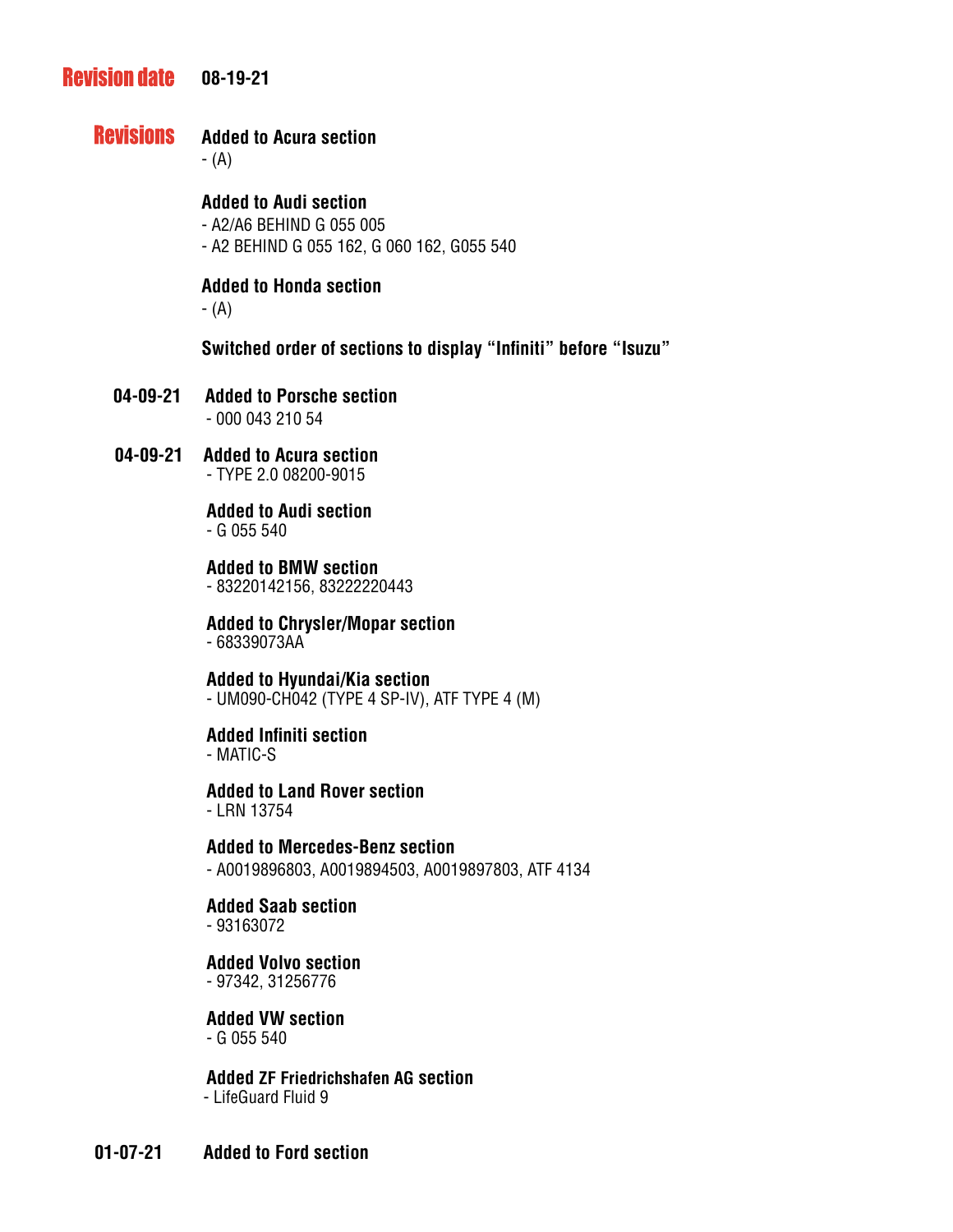**Revision date** **08-19-21**

**Revisions**

**Added to Acura section**
- (A)

**Added to Audi section**
- A2/A6 BEHIND G 055 005
- A2 BEHIND G 055 162, G 060 162, G055 540

**Added to Honda section**
- (A)

**Switched order of sections to display "Infiniti" before "Isuzu"**

**04-09-21** **Added to Porsche section**
- 000 043 210 54

**04-09-21** **Added to Acura section**
- TYPE 2.0 08200-9015

**Added to Audi section**
- G 055 540

**Added to BMW section**
- 83220142156, 83222220443

**Added to Chrysler/Mopar section**
- 68339073AA

**Added to Hyundai/Kia section**
- UM090-CH042 (TYPE 4 SP-IV), ATF TYPE 4 (M)

**Added Infiniti section**
- MATIC-S

**Added to Land Rover section**
- LRN 13754

**Added to Mercedes-Benz section**
- A0019896803, A0019894503, A0019897803, ATF 4134

**Added Saab section**
- 93163072

**Added Volvo section**
- 97342, 31256776

**Added VW section**
- G 055 540

**Added ZF Friedrichshafen AG section**
- LifeGuard Fluid 9

**01-07-21** **Added to Ford section**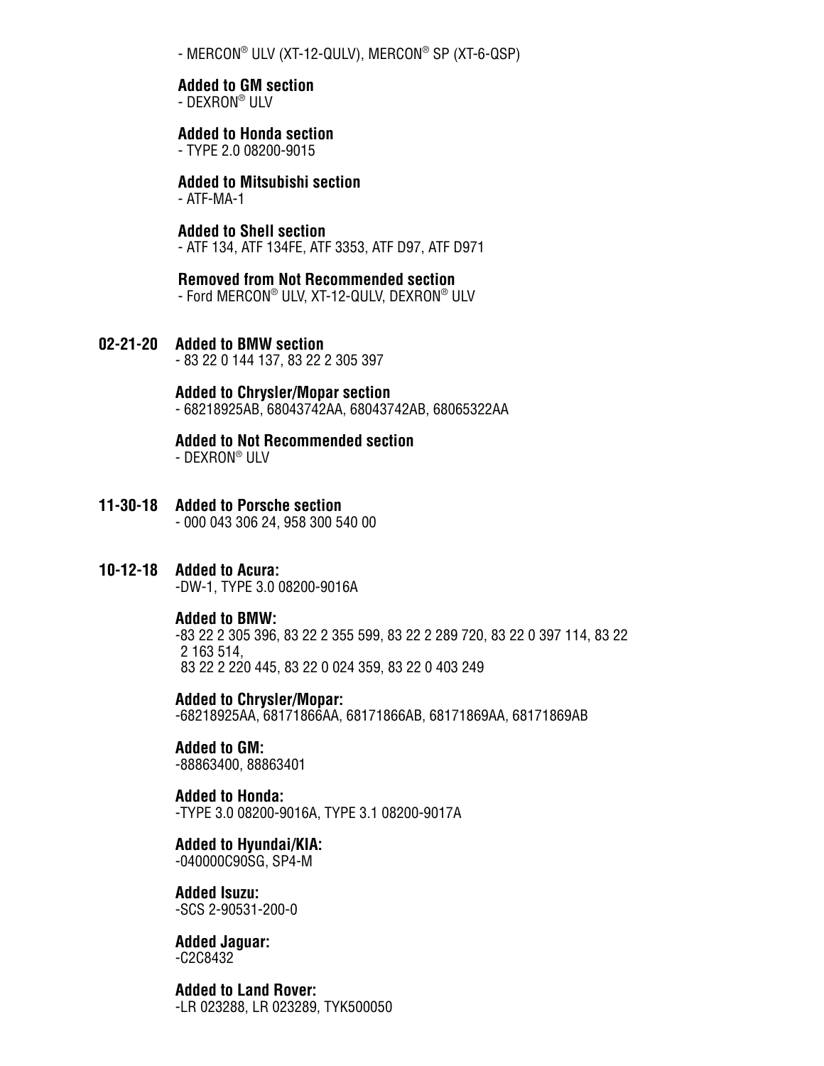- MERCON® ULV (XT-12-QULV), MERCON® SP (XT-6-QSP)

**Added to GM section**
- DEXRON® ULV

**Added to Honda section**
- TYPE 2.0 08200-9015

**Added to Mitsubishi section**
- ATF-MA-1

**Added to Shell section**
- ATF 134, ATF 134FE, ATF 3353, ATF D97, ATF D971

**Removed from Not Recommended section**
- Ford MERCON® ULV, XT-12-QULV, DEXRON® ULV

**02-21-20** **Added to BMW section**
- 83 22 0 144 137, 83 22 2 305 397

**Added to Chrysler/Mopar section**
- 68218925AB, 68043742AA, 68043742AB, 68065322AA

**Added to Not Recommended section**
- DEXRON® ULV

**11-30-18** **Added to Porsche section**
- 000 043 306 24, 958 300 540 00

**10-12-18** **Added to Acura:**
-DW-1, TYPE 3.0 08200-9016A

**Added to BMW:**
-83 22 2 305 396, 83 22 2 355 599, 83 22 2 289 720, 83 22 0 397 114, 83 22 2 163 514,
83 22 2 220 445, 83 22 0 024 359, 83 22 0 403 249

**Added to Chrysler/Mopar:**
-68218925AA, 68171866AA, 68171866AB, 68171869AA, 68171869AB

**Added to GM:**
-88863400, 88863401

**Added to Honda:**
-TYPE 3.0 08200-9016A, TYPE 3.1 08200-9017A

**Added to Hyundai/KIA:**
-040000C90SG, SP4-M

**Added Isuzu:**
-SCS 2-90531-200-0

**Added Jaguar:**
-C2C8432

**Added to Land Rover:**
-LR 023288, LR 023289, TYK500050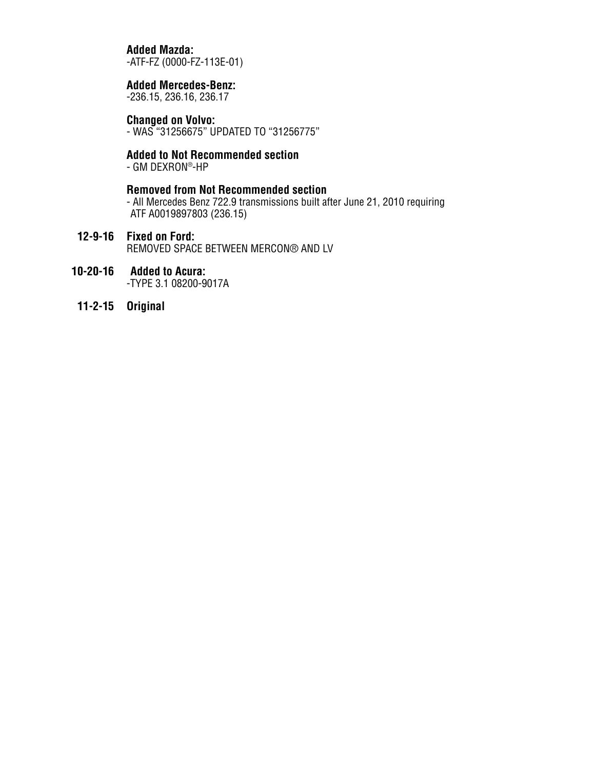**Added Mazda:**
-ATF-FZ (0000-FZ-113E-01)

**Added Mercedes-Benz:**
-236.15, 236.16, 236.17

**Changed on Volvo:**
- WAS "31256675" UPDATED TO "31256775"

**Added to Not Recommended section**
- GM DEXRON®-HP

**Removed from Not Recommended section**
- All Mercedes Benz 722.9 transmissions built after June 21, 2010 requiring ATF A0019897803 (236.15)

**12-9-16** **Fixed on Ford:**
REMOVED SPACE BETWEEN MERCON® AND LV

**10-20-16** **Added to Acura:**
-TYPE 3.1 08200-9017A

**11-2-15** **Original**